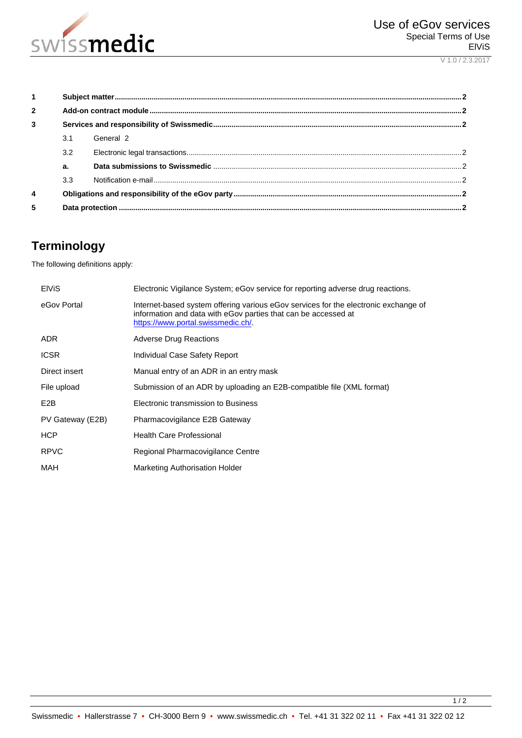# Use of eGov services
Special Terms of Use
ElViS

V 1.0 / 2.3.2017

| | | |
|---|---|---|
| **1** | **Subject matter** | **2** |
| **2** | **Add-on contract module** | **2** |
| **3** | **Services and responsibility of Swissmedic** | **2** |
| 3.1 | General | 2 |
| 3.2 | Electronic legal transactions | 2 |
| **a.** | **Data submissions to Swissmedic** | 2 |
| 3.3 | Notification e-mail | 2 |
| **4** | **Obligations and responsibility of the eGov party** | **2** |
| **5** | **Data protection** | **2** |

## Terminology

The following definitions apply:

| | |
|---|---|
| ElViS | Electronic Vigilance System; eGov service for reporting adverse drug reactions. |
| eGov Portal | Internet-based system offering various eGov services for the electronic exchange of information and data with eGov parties that can be accessed at https://www.portal.swissmedic.ch/. |
| ADR | Adverse Drug Reactions |
| ICSR | Individual Case Safety Report |
| Direct insert | Manual entry of an ADR in an entry mask |
| File upload | Submission of an ADR by uploading an E2B-compatible file (XML format) |
| E2B | Electronic transmission to Business |
| PV Gateway (E2B) | Pharmacovigilance E2B Gateway |
| HCP | Health Care Professional |
| RPVC | Regional Pharmacovigilance Centre |
| MAH | Marketing Authorisation Holder |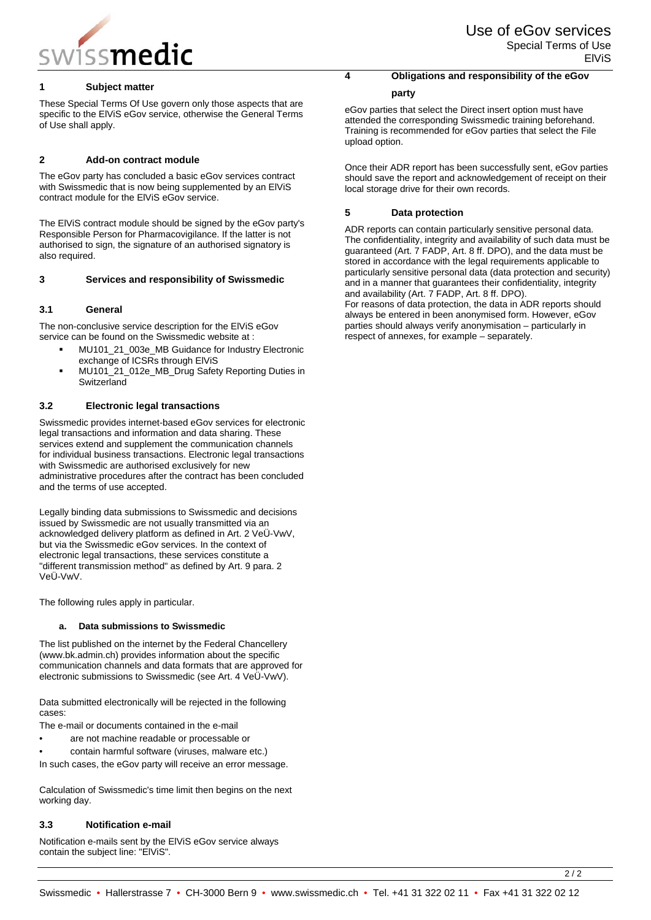## 1 Subject matter

These Special Terms Of Use govern only those aspects that are specific to the ElViS eGov service, otherwise the General Terms of Use shall apply.

## 2 Add-on contract module

The eGov party has concluded a basic eGov services contract with Swissmedic that is now being supplemented by an ElViS contract module for the ElViS eGov service.

The ElViS contract module should be signed by the eGov party's Responsible Person for Pharmacovigilance. If the latter is not authorised to sign, the signature of an authorised signatory is also required.

## 3 Services and responsibility of Swissmedic

### 3.1 General

The non-conclusive service description for the ElViS eGov service can be found on the Swissmedic website at :

- MU101_21_003e_MB Guidance for Industry Electronic exchange of ICSRs through ElViS
- MU101_21_012e_MB_Drug Safety Reporting Duties in Switzerland

### 3.2 Electronic legal transactions

Swissmedic provides internet-based eGov services for electronic legal transactions and information and data sharing. These services extend and supplement the communication channels for individual business transactions. Electronic legal transactions with Swissmedic are authorised exclusively for new administrative procedures after the contract has been concluded and the terms of use accepted.

Legally binding data submissions to Swissmedic and decisions issued by Swissmedic are not usually transmitted via an acknowledged delivery platform as defined in Art. 2 VeÜ-VwV, but via the Swissmedic eGov services. In the context of electronic legal transactions, these services constitute a "different transmission method" as defined by Art. 9 para. 2 VeÜ-VwV.

The following rules apply in particular.

#### a. Data submissions to Swissmedic

The list published on the internet by the Federal Chancellery (www.bk.admin.ch) provides information about the specific communication channels and data formats that are approved for electronic submissions to Swissmedic (see Art. 4 VeÜ-VwV).

Data submitted electronically will be rejected in the following cases:

The e-mail or documents contained in the e-mail

- are not machine readable or processable or
- contain harmful software (viruses, malware etc.)

In such cases, the eGov party will receive an error message.

Calculation of Swissmedic's time limit then begins on the next working day.

### 3.3 Notification e-mail

Notification e-mails sent by the ElViS eGov service always contain the subject line: "ElViS".

## 4 Obligations and responsibility of the eGov party

eGov parties that select the Direct insert option must have attended the corresponding Swissmedic training beforehand. Training is recommended for eGov parties that select the File upload option.

Once their ADR report has been successfully sent, eGov parties should save the report and acknowledgement of receipt on their local storage drive for their own records.

## 5 Data protection

ADR reports can contain particularly sensitive personal data. The confidentiality, integrity and availability of such data must be guaranteed (Art. 7 FADP, Art. 8 ff. DPO), and the data must be stored in accordance with the legal requirements applicable to particularly sensitive personal data (data protection and security) and in a manner that guarantees their confidentiality, integrity and availability (Art. 7 FADP, Art. 8 ff. DPO).
For reasons of data protection, the data in ADR reports should always be entered in been anonymised form. However, eGov parties should always verify anonymisation – particularly in respect of annexes, for example – separately.